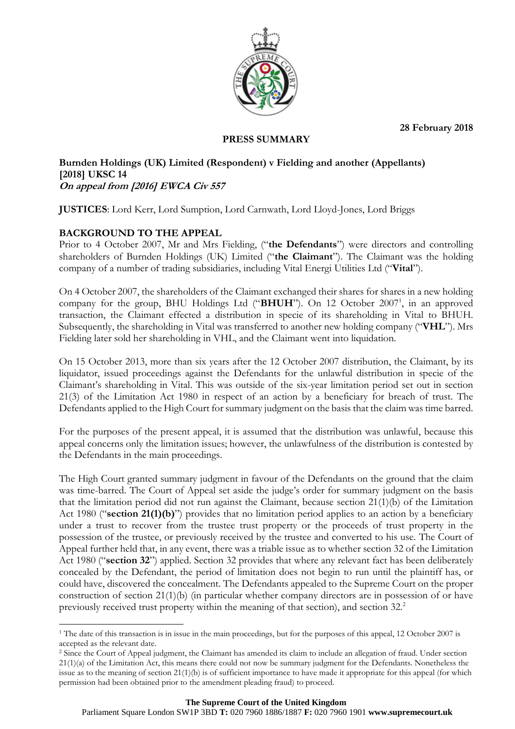28 February 2018

**PRESS SUMMARY**

**Burnden Holdings (UK) Limited (Respondent) v Fielding and another (Appellants)**
**[2018] UKSC 14**
***On appeal from [2016] EWCA Civ 557***

**JUSTICES**: Lord Kerr, Lord Sumption, Lord Carnwath, Lord Lloyd-Jones, Lord Briggs

## BACKGROUND TO THE APPEAL

Prior to 4 October 2007, Mr and Mrs Fielding, ("**the Defendants**") were directors and controlling shareholders of Burnden Holdings (UK) Limited ("**the Claimant**"). The Claimant was the holding company of a number of trading subsidiaries, including Vital Energi Utilities Ltd ("**Vital**").

On 4 October 2007, the shareholders of the Claimant exchanged their shares for shares in a new holding company for the group, BHU Holdings Ltd ("**BHUH**"). On 12 October 2007[1], in an approved transaction, the Claimant effected a distribution in specie of its shareholding in Vital to BHUH. Subsequently, the shareholding in Vital was transferred to another new holding company ("**VHL**"). Mrs Fielding later sold her shareholding in VHL, and the Claimant went into liquidation.

On 15 October 2013, more than six years after the 12 October 2007 distribution, the Claimant, by its liquidator, issued proceedings against the Defendants for the unlawful distribution in specie of the Claimant's shareholding in Vital. This was outside of the six-year limitation period set out in section 21(3) of the Limitation Act 1980 in respect of an action by a beneficiary for breach of trust. The Defendants applied to the High Court for summary judgment on the basis that the claim was time barred.

For the purposes of the present appeal, it is assumed that the distribution was unlawful, because this appeal concerns only the limitation issues; however, the unlawfulness of the distribution is contested by the Defendants in the main proceedings.

The High Court granted summary judgment in favour of the Defendants on the ground that the claim was time-barred. The Court of Appeal set aside the judge's order for summary judgment on the basis that the limitation period did not run against the Claimant, because section 21(1)(b) of the Limitation Act 1980 ("**section 21(1)(b)**") provides that no limitation period applies to an action by a beneficiary under a trust to recover from the trustee trust property or the proceeds of trust property in the possession of the trustee, or previously received by the trustee and converted to his use. The Court of Appeal further held that, in any event, there was a triable issue as to whether section 32 of the Limitation Act 1980 ("**section 32**") applied. Section 32 provides that where any relevant fact has been deliberately concealed by the Defendant, the period of limitation does not begin to run until the plaintiff has, or could have, discovered the concealment. The Defendants appealed to the Supreme Court on the proper construction of section 21(1)(b) (in particular whether company directors are in possession of or have previously received trust property within the meaning of that section), and section 32.[2]

---

[1] The date of this transaction is in issue in the main proceedings, but for the purposes of this appeal, 12 October 2007 is accepted as the relevant date.

[2] Since the Court of Appeal judgment, the Claimant has amended its claim to include an allegation of fraud. Under section 21(1)(a) of the Limitation Act, this means there could not now be summary judgment for the Defendants. Nonetheless the issue as to the meaning of section 21(1)(b) is of sufficient importance to have made it appropriate for this appeal (for which permission had been obtained prior to the amendment pleading fraud) to proceed.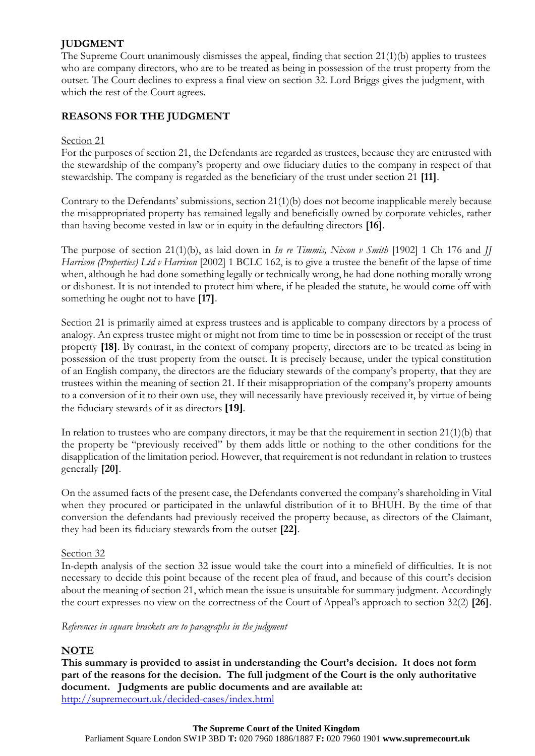## JUDGMENT

The Supreme Court unanimously dismisses the appeal, finding that section 21(1)(b) applies to trustees who are company directors, who are to be treated as being in possession of the trust property from the outset. The Court declines to express a final view on section 32. Lord Briggs gives the judgment, with which the rest of the Court agrees.

## REASONS FOR THE JUDGMENT

### Section 21

For the purposes of section 21, the Defendants are regarded as trustees, because they are entrusted with the stewardship of the company's property and owe fiduciary duties to the company in respect of that stewardship. The company is regarded as the beneficiary of the trust under section 21 **[11]**.

Contrary to the Defendants' submissions, section 21(1)(b) does not become inapplicable merely because the misappropriated property has remained legally and beneficially owned by corporate vehicles, rather than having become vested in law or in equity in the defaulting directors **[16]**.

The purpose of section 21(1)(b), as laid down in *In re Timmis, Nixon v Smith* [1902] 1 Ch 176 and *JJ Harrison (Properties) Ltd v Harrison* [2002] 1 BCLC 162, is to give a trustee the benefit of the lapse of time when, although he had done something legally or technically wrong, he had done nothing morally wrong or dishonest. It is not intended to protect him where, if he pleaded the statute, he would come off with something he ought not to have **[17]**.

Section 21 is primarily aimed at express trustees and is applicable to company directors by a process of analogy. An express trustee might or might not from time to time be in possession or receipt of the trust property **[18]**. By contrast, in the context of company property, directors are to be treated as being in possession of the trust property from the outset. It is precisely because, under the typical constitution of an English company, the directors are the fiduciary stewards of the company's property, that they are trustees within the meaning of section 21. If their misappropriation of the company's property amounts to a conversion of it to their own use, they will necessarily have previously received it, by virtue of being the fiduciary stewards of it as directors **[19]**.

In relation to trustees who are company directors, it may be that the requirement in section 21(1)(b) that the property be "previously received" by them adds little or nothing to the other conditions for the disapplication of the limitation period. However, that requirement is not redundant in relation to trustees generally **[20]**.

On the assumed facts of the present case, the Defendants converted the company's shareholding in Vital when they procured or participated in the unlawful distribution of it to BHUH. By the time of that conversion the defendants had previously received the property because, as directors of the Claimant, they had been its fiduciary stewards from the outset **[22]**.

### Section 32

In-depth analysis of the section 32 issue would take the court into a minefield of difficulties. It is not necessary to decide this point because of the recent plea of fraud, and because of this court's decision about the meaning of section 21, which mean the issue is unsuitable for summary judgment. Accordingly the court expresses no view on the correctness of the Court of Appeal's approach to section 32(2) **[26]**.

*References in square brackets are to paragraphs in the judgment*

## NOTE

**This summary is provided to assist in understanding the Court's decision. It does not form part of the reasons for the decision. The full judgment of the Court is the only authoritative document. Judgments are public documents and are available at:**
http://supremecourt.uk/decided-cases/index.html